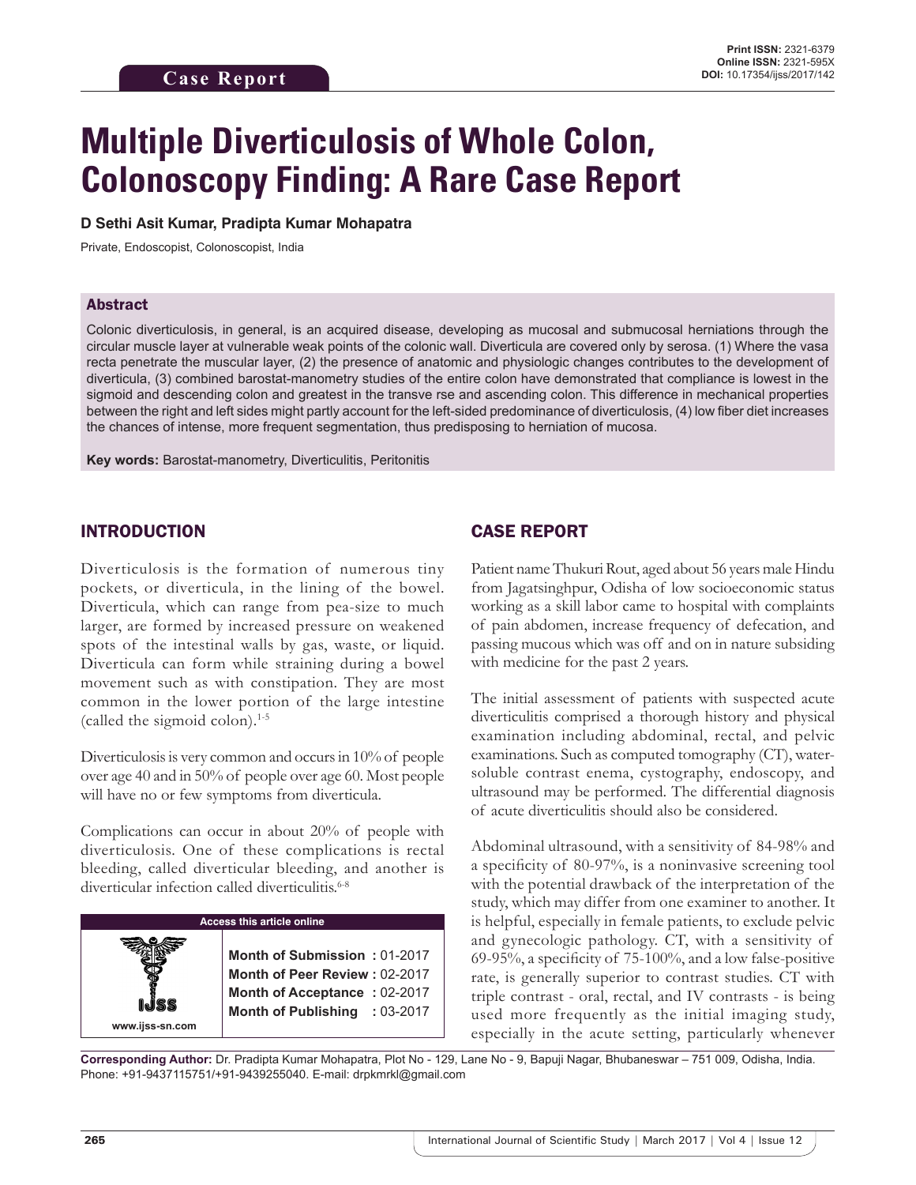Case Report

**Print ISSN:** 2321-6379
**Online ISSN:** 2321-595X
**DOI:** 10.17354/ijss/2017/142

# Multiple Diverticulosis of Whole Colon, Colonoscopy Finding: A Rare Case Report

**D Sethi Asit Kumar, Pradipta Kumar Mohapatra**

Private, Endoscopist, Colonoscopist, India

## Abstract

Colonic diverticulosis, in general, is an acquired disease, developing as mucosal and submucosal herniations through the circular muscle layer at vulnerable weak points of the colonic wall. Diverticula are covered only by serosa. (1) Where the vasa recta penetrate the muscular layer, (2) the presence of anatomic and physiologic changes contributes to the development of diverticula, (3) combined barostat-manometry studies of the entire colon have demonstrated that compliance is lowest in the sigmoid and descending colon and greatest in the transve rse and ascending colon. This difference in mechanical properties between the right and left sides might partly account for the left-sided predominance of diverticulosis, (4) low fiber diet increases the chances of intense, more frequent segmentation, thus predisposing to herniation of mucosa.

**Key words:** Barostat-manometry, Diverticulitis, Peritonitis

## INTRODUCTION

Diverticulosis is the formation of numerous tiny pockets, or diverticula, in the lining of the bowel. Diverticula, which can range from pea-size to much larger, are formed by increased pressure on weakened spots of the intestinal walls by gas, waste, or liquid. Diverticula can form while straining during a bowel movement such as with constipation. They are most common in the lower portion of the large intestine (called the sigmoid colon).[1-5]

Diverticulosis is very common and occurs in 10% of people over age 40 and in 50% of people over age 60. Most people will have no or few symptoms from diverticula.

Complications can occur in about 20% of people with diverticulosis. One of these complications is rectal bleeding, called diverticular bleeding, and another is diverticular infection called diverticulitis.[6-8]

| Access this article online | |
|---|---|
| www.ijss-sn.com | **Month of Submission :** 01-2017<br>**Month of Peer Review :** 02-2017<br>**Month of Acceptance :** 02-2017<br>**Month of Publishing :** 03-2017 |

## CASE REPORT

Patient name Thukuri Rout, aged about 56 years male Hindu from Jagatsinghpur, Odisha of low socioeconomic status working as a skill labor came to hospital with complaints of pain abdomen, increase frequency of defecation, and passing mucous which was off and on in nature subsiding with medicine for the past 2 years.

The initial assessment of patients with suspected acute diverticulitis comprised a thorough history and physical examination including abdominal, rectal, and pelvic examinations. Such as computed tomography (CT), water-soluble contrast enema, cystography, endoscopy, and ultrasound may be performed. The differential diagnosis of acute diverticulitis should also be considered.

Abdominal ultrasound, with a sensitivity of 84-98% and a specificity of 80-97%, is a noninvasive screening tool with the potential drawback of the interpretation of the study, which may differ from one examiner to another. It is helpful, especially in female patients, to exclude pelvic and gynecologic pathology. CT, with a sensitivity of 69-95%, a specificity of 75-100%, and a low false-positive rate, is generally superior to contrast studies. CT with triple contrast - oral, rectal, and IV contrasts - is being used more frequently as the initial imaging study, especially in the acute setting, particularly whenever

**Corresponding Author:** Dr. Pradipta Kumar Mohapatra, Plot No - 129, Lane No - 9, Bapuji Nagar, Bhubaneswar – 751 009, Odisha, India. Phone: +91-9437115751/+91-9439255040. E-mail: drpkmrkl@gmail.com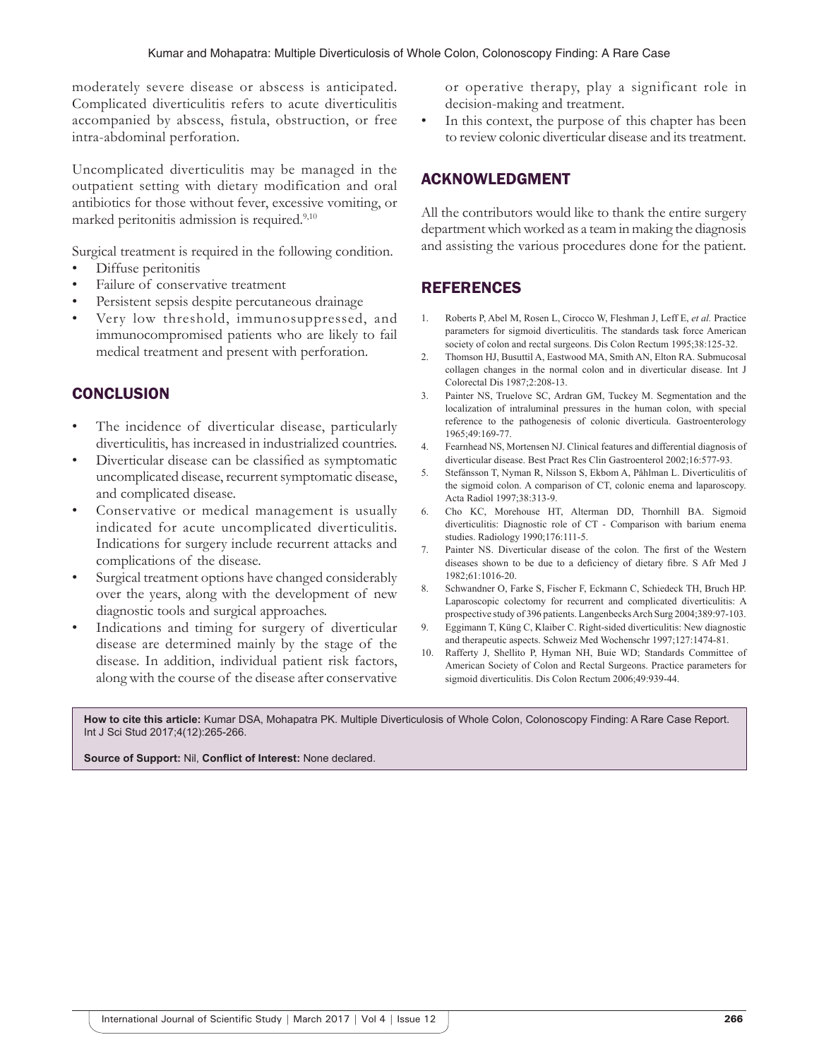moderately severe disease or abscess is anticipated. Complicated diverticulitis refers to acute diverticulitis accompanied by abscess, fistula, obstruction, or free intra-abdominal perforation.

Uncomplicated diverticulitis may be managed in the outpatient setting with dietary modification and oral antibiotics for those without fever, excessive vomiting, or marked peritonitis admission is required.[9,10]

Surgical treatment is required in the following condition.

- Diffuse peritonitis
- Failure of conservative treatment
- Persistent sepsis despite percutaneous drainage
- Very low threshold, immunosuppressed, and immunocompromised patients who are likely to fail medical treatment and present with perforation.

## CONCLUSION

- The incidence of diverticular disease, particularly diverticulitis, has increased in industrialized countries.
- Diverticular disease can be classified as symptomatic uncomplicated disease, recurrent symptomatic disease, and complicated disease.
- Conservative or medical management is usually indicated for acute uncomplicated diverticulitis. Indications for surgery include recurrent attacks and complications of the disease.
- Surgical treatment options have changed considerably over the years, along with the development of new diagnostic tools and surgical approaches.
- Indications and timing for surgery of diverticular disease are determined mainly by the stage of the disease. In addition, individual patient risk factors, along with the course of the disease after conservative or operative therapy, play a significant role in decision-making and treatment.
- In this context, the purpose of this chapter has been to review colonic diverticular disease and its treatment.

## ACKNOWLEDGMENT

All the contributors would like to thank the entire surgery department which worked as a team in making the diagnosis and assisting the various procedures done for the patient.

## REFERENCES

1. Roberts P, Abel M, Rosen L, Cirocco W, Fleshman J, Leff E, *et al.* Practice parameters for sigmoid diverticulitis. The standards task force American society of colon and rectal surgeons. Dis Colon Rectum 1995;38:125-32.
2. Thomson HJ, Busuttil A, Eastwood MA, Smith AN, Elton RA. Submucosal collagen changes in the normal colon and in diverticular disease. Int J Colorectal Dis 1987;2:208-13.
3. Painter NS, Truelove SC, Ardran GM, Tuckey M. Segmentation and the localization of intraluminal pressures in the human colon, with special reference to the pathogenesis of colonic diverticula. Gastroenterology 1965;49:169-77.
4. Fearnhead NS, Mortensen NJ. Clinical features and differential diagnosis of diverticular disease. Best Pract Res Clin Gastroenterol 2002;16:577-93.
5. Stefánsson T, Nyman R, Nilsson S, Ekbom A, Påhlman L. Diverticulitis of the sigmoid colon. A comparison of CT, colonic enema and laparoscopy. Acta Radiol 1997;38:313-9.
6. Cho KC, Morehouse HT, Alterman DD, Thornhill BA. Sigmoid diverticulitis: Diagnostic role of CT - Comparison with barium enema studies. Radiology 1990;176:111-5.
7. Painter NS. Diverticular disease of the colon. The first of the Western diseases shown to be due to a deficiency of dietary fibre. S Afr Med J 1982;61:1016-20.
8. Schwandner O, Farke S, Fischer F, Eckmann C, Schiedeck TH, Bruch HP. Laparoscopic colectomy for recurrent and complicated diverticulitis: A prospective study of 396 patients. Langenbecks Arch Surg 2004;389:97-103.
9. Eggimann T, Küng C, Klaiber C. Right-sided diverticulitis: New diagnostic and therapeutic aspects. Schweiz Med Wochenschr 1997;127:1474-81.
10. Rafferty J, Shellito P, Hyman NH, Buie WD; Standards Committee of American Society of Colon and Rectal Surgeons. Practice parameters for sigmoid diverticulitis. Dis Colon Rectum 2006;49:939-44.

**How to cite this article:** Kumar DSA, Mohapatra PK. Multiple Diverticulosis of Whole Colon, Colonoscopy Finding: A Rare Case Report. Int J Sci Stud 2017;4(12):265-266.

**Source of Support:** Nil, **Conflict of Interest:** None declared.